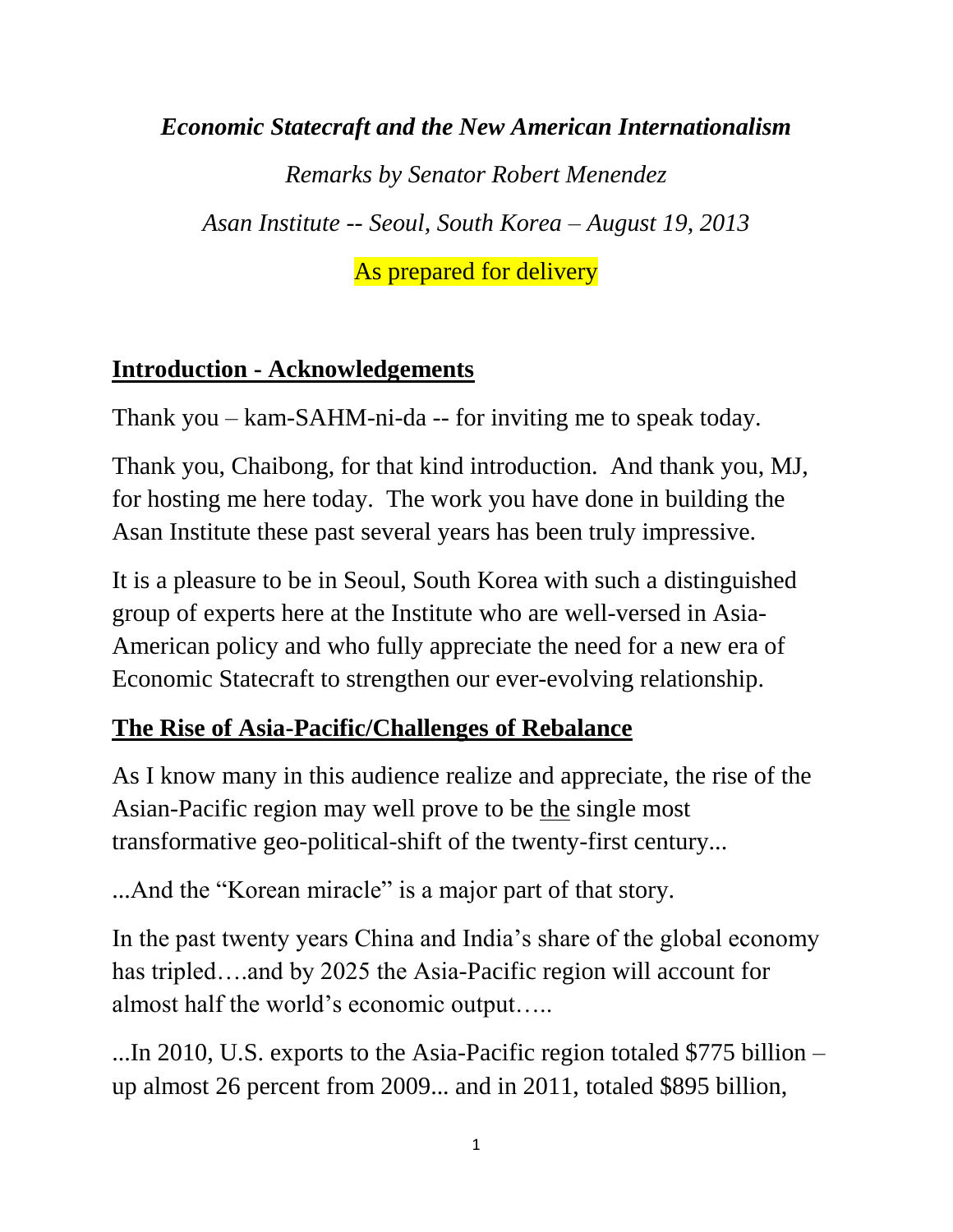*Economic Statecraft and the New American Internationalism*

*Remarks by Senator Robert Menendez*

*Asan Institute -- Seoul, South Korea – August 19, 2013*

As prepared for delivery

## Introduction - Acknowledgements

Thank you – kam-SAHM-ni-da -- for inviting me to speak today.

Thank you, Chaibong, for that kind introduction. And thank you, MJ, for hosting me here today. The work you have done in building the Asan Institute these past several years has been truly impressive.

It is a pleasure to be in Seoul, South Korea with such a distinguished group of experts here at the Institute who are well-versed in Asia-American policy and who fully appreciate the need for a new era of Economic Statecraft to strengthen our ever-evolving relationship.

## The Rise of Asia-Pacific/Challenges of Rebalance

As I know many in this audience realize and appreciate, the rise of the Asian-Pacific region may well prove to be the single most transformative geo-political-shift of the twenty-first century...

...And the "Korean miracle" is a major part of that story.

In the past twenty years China and India's share of the global economy has tripled….and by 2025 the Asia-Pacific region will account for almost half the world's economic output…..

...In 2010, U.S. exports to the Asia-Pacific region totaled $775 billion – up almost 26 percent from 2009... and in 2011, totaled $895 billion,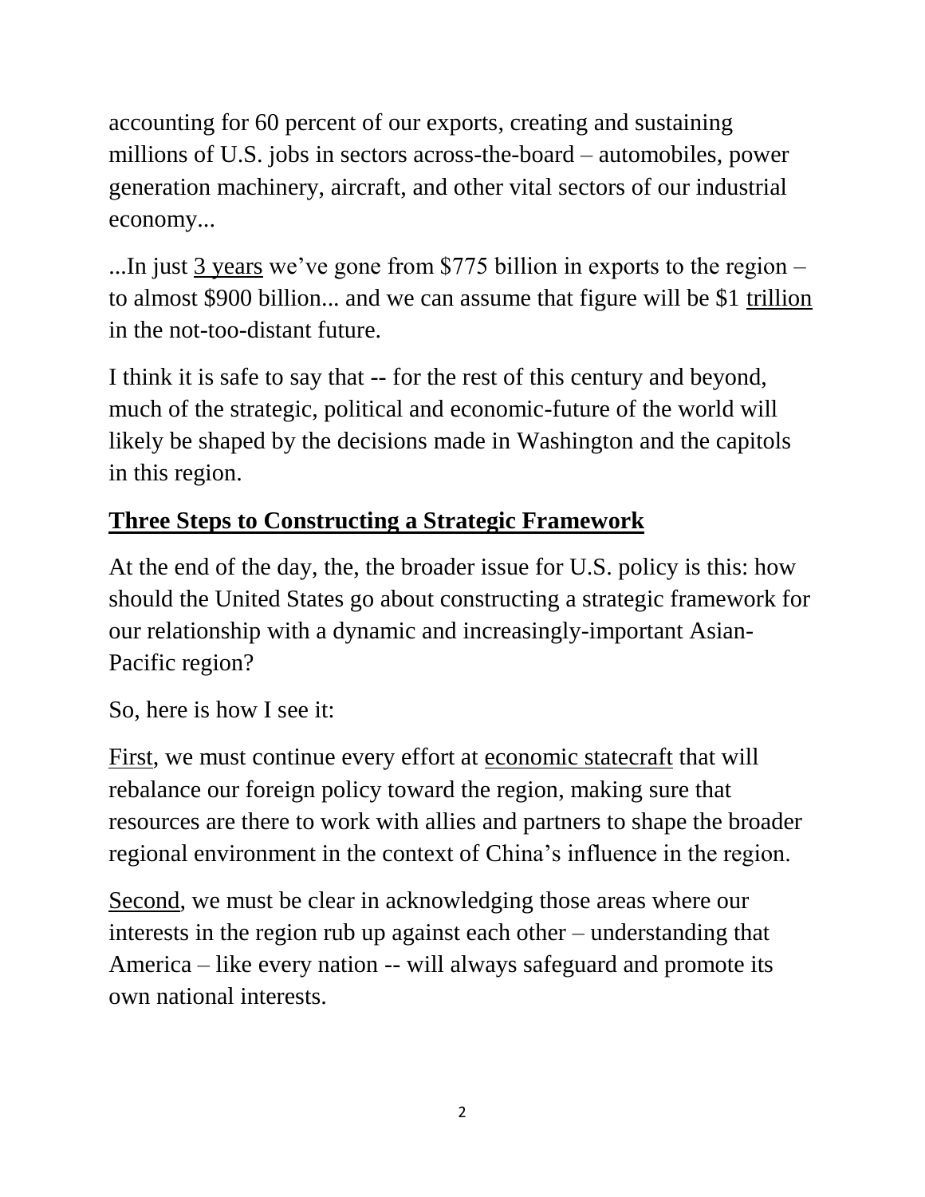accounting for 60 percent of our exports, creating and sustaining millions of U.S. jobs in sectors across-the-board – automobiles, power generation machinery, aircraft, and other vital sectors of our industrial economy...

...In just <u>3 years</u> we've gone from $775 billion in exports to the region – to almost $900 billion... and we can assume that figure will be $1 <u>trillion</u> in the not-too-distant future.

I think it is safe to say that -- for the rest of this century and beyond, much of the strategic, political and economic-future of the world will likely be shaped by the decisions made in Washington and the capitols in this region.

## <u>Three Steps to Constructing a Strategic Framework</u>

At the end of the day, the, the broader issue for U.S. policy is this: how should the United States go about constructing a strategic framework for our relationship with a dynamic and increasingly-important Asian-Pacific region?

So, here is how I see it:

<u>First</u>, we must continue every effort at <u>economic statecraft</u> that will rebalance our foreign policy toward the region, making sure that resources are there to work with allies and partners to shape the broader regional environment in the context of China's influence in the region.

<u>Second</u>, we must be clear in acknowledging those areas where our interests in the region rub up against each other – understanding that America – like every nation -- will always safeguard and promote its own national interests.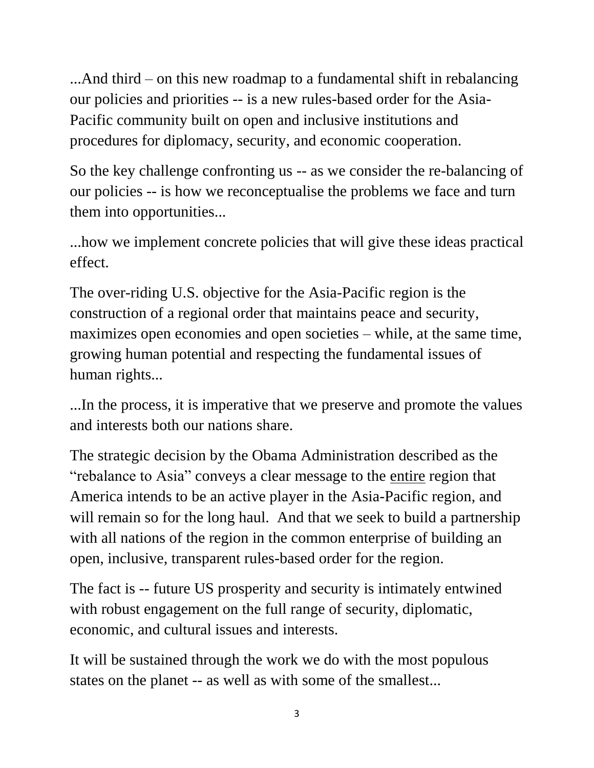...And third – on this new roadmap to a fundamental shift in rebalancing our policies and priorities -- is a new rules-based order for the Asia-Pacific community built on open and inclusive institutions and procedures for diplomacy, security, and economic cooperation.

So the key challenge confronting us -- as we consider the re-balancing of our policies -- is how we reconceptualise the problems we face and turn them into opportunities...

...how we implement concrete policies that will give these ideas practical effect.

The over-riding U.S. objective for the Asia-Pacific region is the construction of a regional order that maintains peace and security, maximizes open economies and open societies – while, at the same time, growing human potential and respecting the fundamental issues of human rights...

...In the process, it is imperative that we preserve and promote the values and interests both our nations share.

The strategic decision by the Obama Administration described as the "rebalance to Asia" conveys a clear message to the <u>entire</u> region that America intends to be an active player in the Asia-Pacific region, and will remain so for the long haul.  And that we seek to build a partnership with all nations of the region in the common enterprise of building an open, inclusive, transparent rules-based order for the region.

The fact is -- future US prosperity and security is intimately entwined with robust engagement on the full range of security, diplomatic, economic, and cultural issues and interests.

It will be sustained through the work we do with the most populous states on the planet -- as well as with some of the smallest...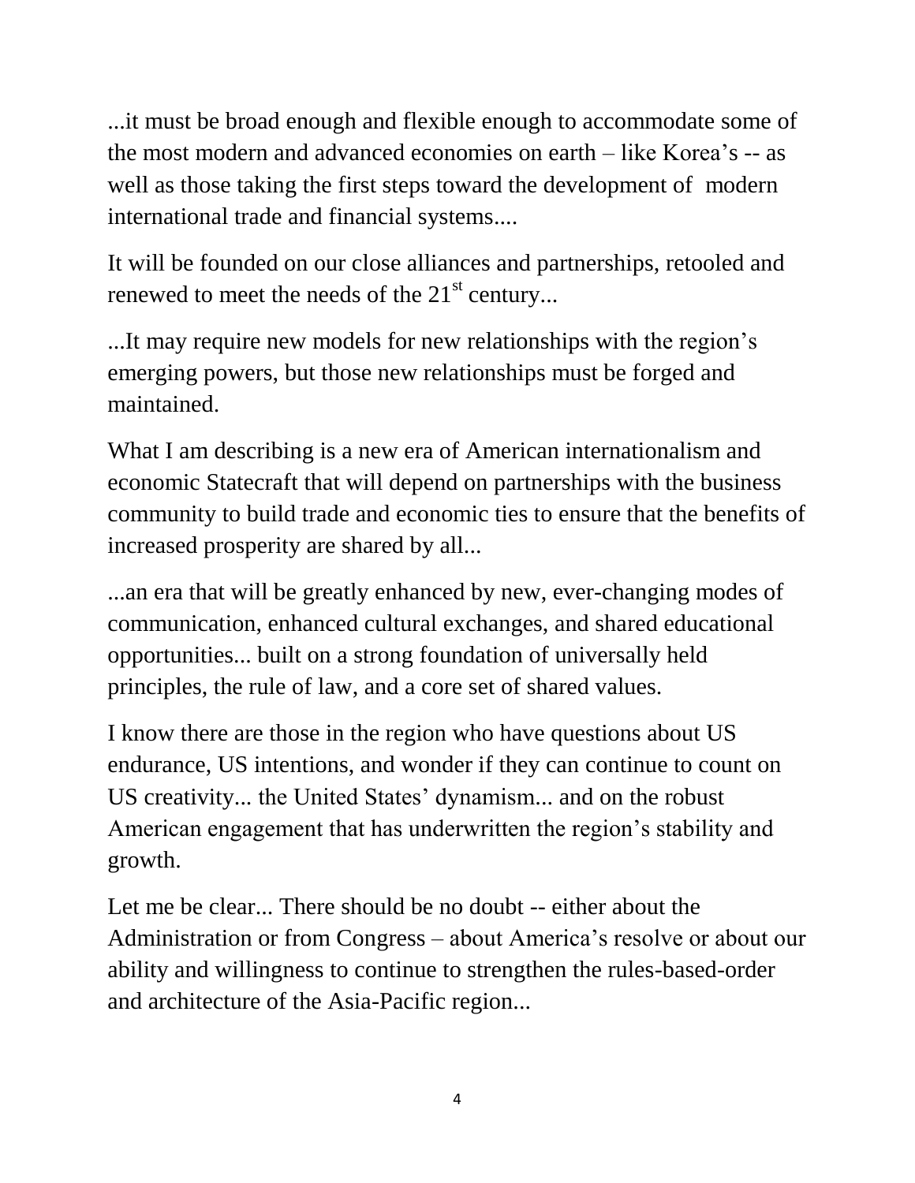...it must be broad enough and flexible enough to accommodate some of the most modern and advanced economies on earth – like Korea's -- as well as those taking the first steps toward the development of modern international trade and financial systems....

It will be founded on our close alliances and partnerships, retooled and renewed to meet the needs of the 21st century...

...It may require new models for new relationships with the region's emerging powers, but those new relationships must be forged and maintained.

What I am describing is a new era of American internationalism and economic Statecraft that will depend on partnerships with the business community to build trade and economic ties to ensure that the benefits of increased prosperity are shared by all...

...an era that will be greatly enhanced by new, ever-changing modes of communication, enhanced cultural exchanges, and shared educational opportunities... built on a strong foundation of universally held principles, the rule of law, and a core set of shared values.

I know there are those in the region who have questions about US endurance, US intentions, and wonder if they can continue to count on US creativity... the United States' dynamism... and on the robust American engagement that has underwritten the region's stability and growth.

Let me be clear... There should be no doubt -- either about the Administration or from Congress – about America's resolve or about our ability and willingness to continue to strengthen the rules-based-order and architecture of the Asia-Pacific region...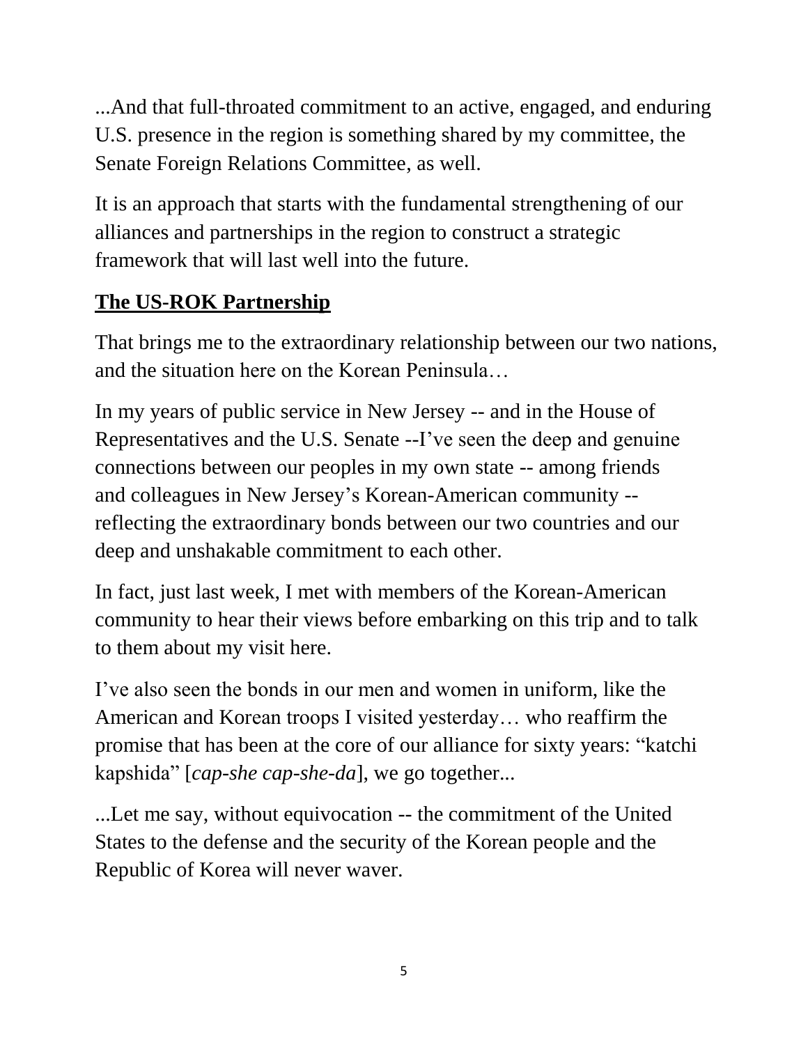...And that full-throated commitment to an active, engaged, and enduring U.S. presence in the region is something shared by my committee, the Senate Foreign Relations Committee, as well.

It is an approach that starts with the fundamental strengthening of our alliances and partnerships in the region to construct a strategic framework that will last well into the future.

## **The US-ROK Partnership**

That brings me to the extraordinary relationship between our two nations, and the situation here on the Korean Peninsula…

In my years of public service in New Jersey -- and in the House of Representatives and the U.S. Senate --I've seen the deep and genuine connections between our peoples in my own state -- among friends and colleagues in New Jersey's Korean-American community -- reflecting the extraordinary bonds between our two countries and our deep and unshakable commitment to each other.

In fact, just last week, I met with members of the Korean-American community to hear their views before embarking on this trip and to talk to them about my visit here.

I've also seen the bonds in our men and women in uniform, like the American and Korean troops I visited yesterday… who reaffirm the promise that has been at the core of our alliance for sixty years: "katchi kapshida" [*cap-she cap-she-da*], we go together...

...Let me say, without equivocation -- the commitment of the United States to the defense and the security of the Korean people and the Republic of Korea will never waver.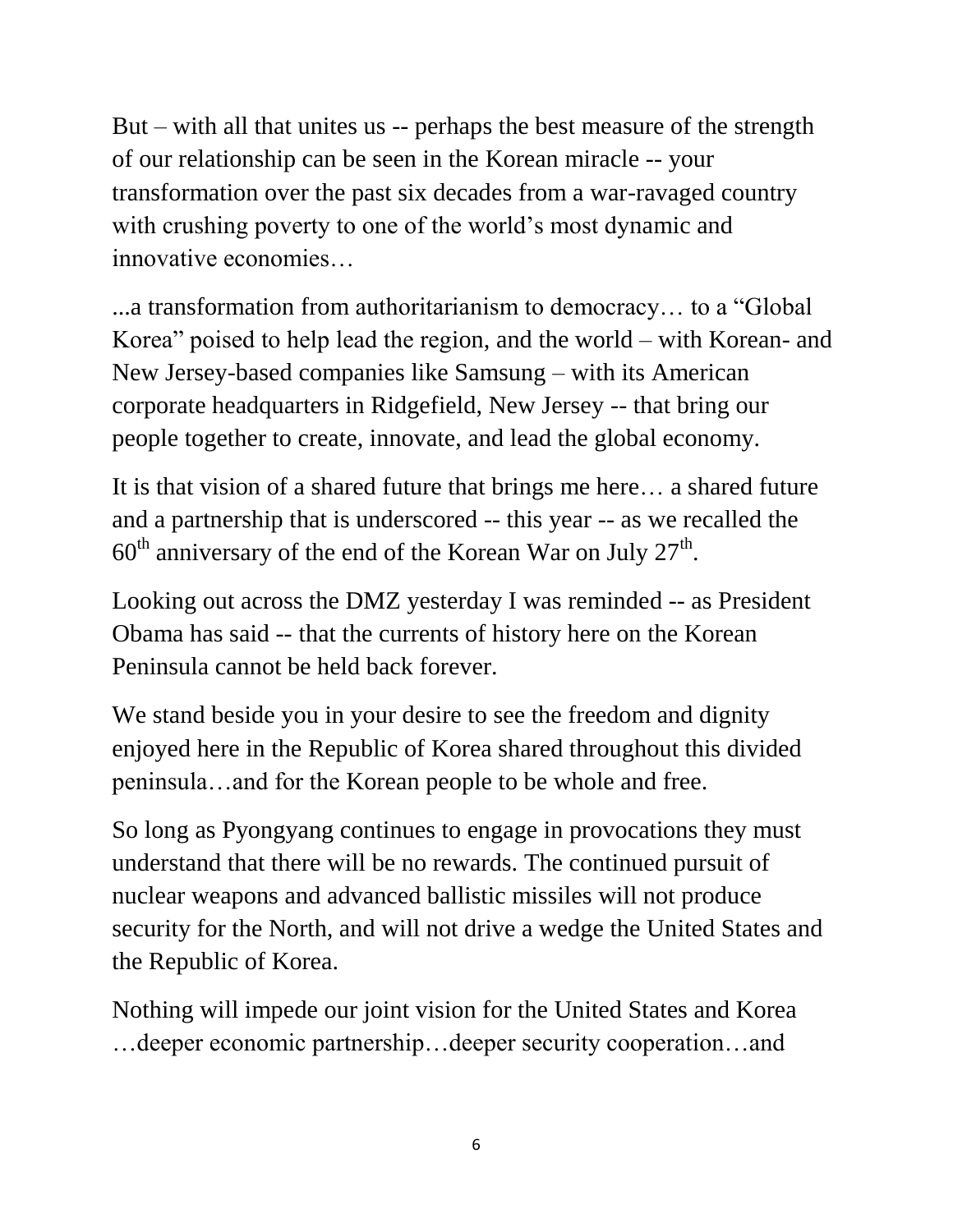But – with all that unites us -- perhaps the best measure of the strength of our relationship can be seen in the Korean miracle -- your transformation over the past six decades from a war-ravaged country with crushing poverty to one of the world's most dynamic and innovative economies…

...a transformation from authoritarianism to democracy… to a "Global Korea" poised to help lead the region, and the world – with Korean- and New Jersey-based companies like Samsung – with its American corporate headquarters in Ridgefield, New Jersey -- that bring our people together to create, innovate, and lead the global economy.

It is that vision of a shared future that brings me here… a shared future and a partnership that is underscored -- this year -- as we recalled the 60th anniversary of the end of the Korean War on July 27th.

Looking out across the DMZ yesterday I was reminded -- as President Obama has said -- that the currents of history here on the Korean Peninsula cannot be held back forever.

We stand beside you in your desire to see the freedom and dignity enjoyed here in the Republic of Korea shared throughout this divided peninsula…and for the Korean people to be whole and free.

So long as Pyongyang continues to engage in provocations they must understand that there will be no rewards. The continued pursuit of nuclear weapons and advanced ballistic missiles will not produce security for the North, and will not drive a wedge the United States and the Republic of Korea.

Nothing will impede our joint vision for the United States and Korea …deeper economic partnership…deeper security cooperation…and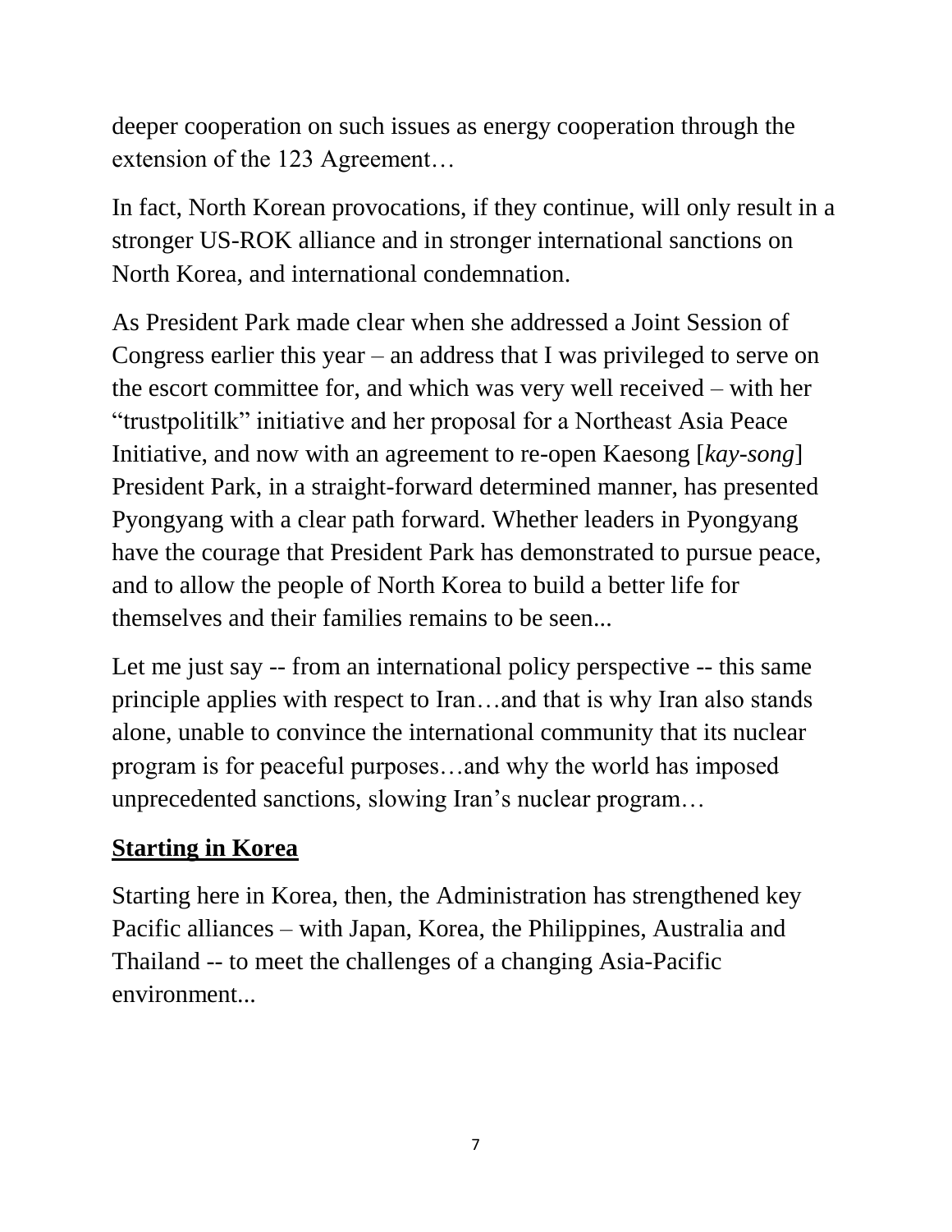deeper cooperation on such issues as energy cooperation through the extension of the 123 Agreement…

In fact, North Korean provocations, if they continue, will only result in a stronger US-ROK alliance and in stronger international sanctions on North Korea, and international condemnation.

As President Park made clear when she addressed a Joint Session of Congress earlier this year – an address that I was privileged to serve on the escort committee for, and which was very well received – with her "trustpolitilk" initiative and her proposal for a Northeast Asia Peace Initiative, and now with an agreement to re-open Kaesong [*kay-song*] President Park, in a straight-forward determined manner, has presented Pyongyang with a clear path forward. Whether leaders in Pyongyang have the courage that President Park has demonstrated to pursue peace, and to allow the people of North Korea to build a better life for themselves and their families remains to be seen...

Let me just say -- from an international policy perspective -- this same principle applies with respect to Iran…and that is why Iran also stands alone, unable to convince the international community that its nuclear program is for peaceful purposes…and why the world has imposed unprecedented sanctions, slowing Iran's nuclear program…

## **Starting in Korea**

Starting here in Korea, then, the Administration has strengthened key Pacific alliances – with Japan, Korea, the Philippines, Australia and Thailand -- to meet the challenges of a changing Asia-Pacific environment...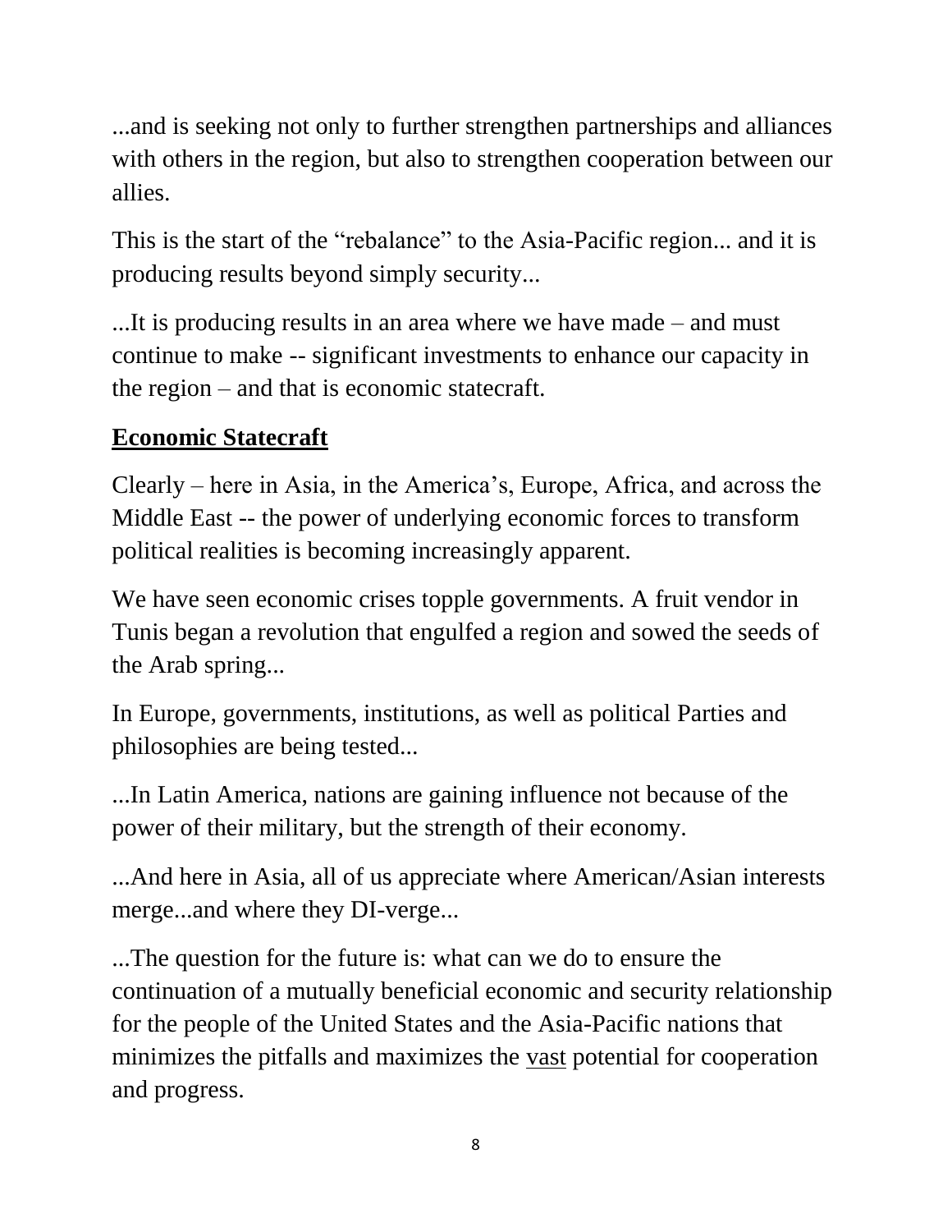...and is seeking not only to further strengthen partnerships and alliances with others in the region, but also to strengthen cooperation between our allies.

This is the start of the "rebalance" to the Asia-Pacific region... and it is producing results beyond simply security...

...It is producing results in an area where we have made – and must continue to make -- significant investments to enhance our capacity in the region – and that is economic statecraft.

## <u>Economic Statecraft</u>

Clearly – here in Asia, in the America's, Europe, Africa, and across the Middle East -- the power of underlying economic forces to transform political realities is becoming increasingly apparent.

We have seen economic crises topple governments. A fruit vendor in Tunis began a revolution that engulfed a region and sowed the seeds of the Arab spring...

In Europe, governments, institutions, as well as political Parties and philosophies are being tested...

...In Latin America, nations are gaining influence not because of the power of their military, but the strength of their economy.

...And here in Asia, all of us appreciate where American/Asian interests merge...and where they DI-verge...

...The question for the future is: what can we do to ensure the continuation of a mutually beneficial economic and security relationship for the people of the United States and the Asia-Pacific nations that minimizes the pitfalls and maximizes the <u>vast</u> potential for cooperation and progress.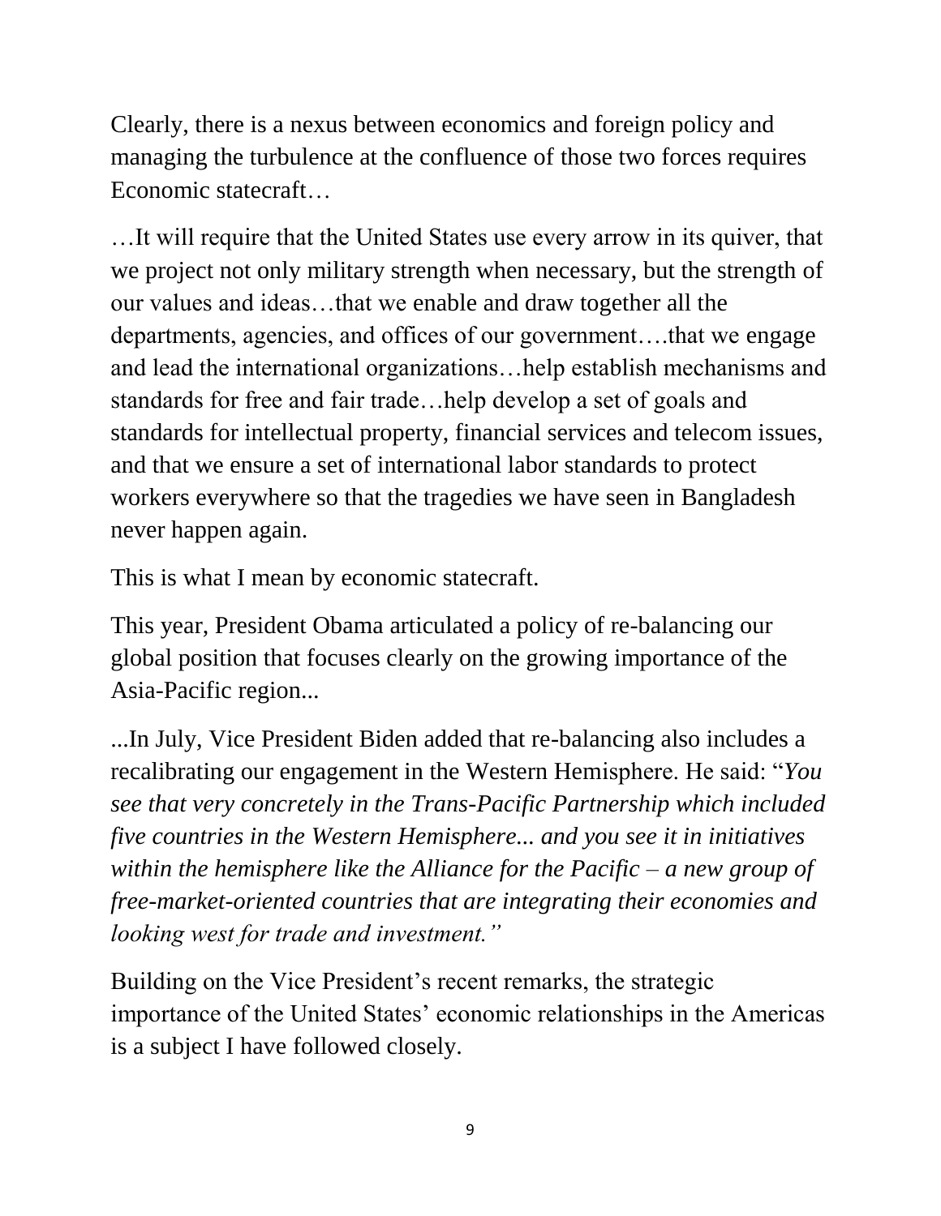Clearly, there is a nexus between economics and foreign policy and managing the turbulence at the confluence of those two forces requires Economic statecraft…

…It will require that the United States use every arrow in its quiver, that we project not only military strength when necessary, but the strength of our values and ideas…that we enable and draw together all the departments, agencies, and offices of our government….that we engage and lead the international organizations…help establish mechanisms and standards for free and fair trade…help develop a set of goals and standards for intellectual property, financial services and telecom issues, and that we ensure a set of international labor standards to protect workers everywhere so that the tragedies we have seen in Bangladesh never happen again.

This is what I mean by economic statecraft.

This year, President Obama articulated a policy of re-balancing our global position that focuses clearly on the growing importance of the Asia-Pacific region...

...In July, Vice President Biden added that re-balancing also includes a recalibrating our engagement in the Western Hemisphere. He said: "*You see that very concretely in the Trans-Pacific Partnership which included five countries in the Western Hemisphere... and you see it in initiatives within the hemisphere like the Alliance for the Pacific – a new group of free-market-oriented countries that are integrating their economies and looking west for trade and investment."*

Building on the Vice President's recent remarks, the strategic importance of the United States' economic relationships in the Americas is a subject I have followed closely.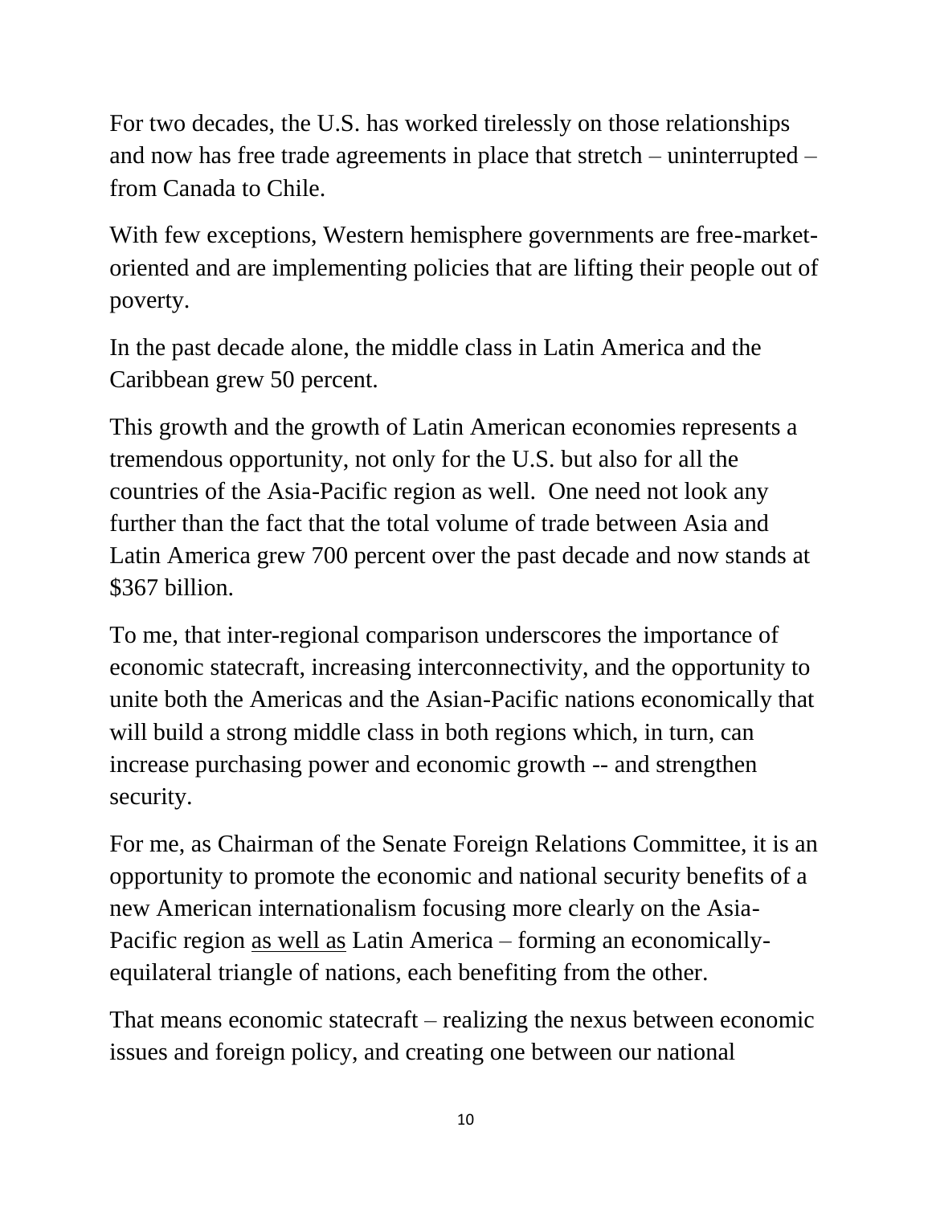For two decades, the U.S. has worked tirelessly on those relationships and now has free trade agreements in place that stretch – uninterrupted – from Canada to Chile.

With few exceptions, Western hemisphere governments are free-market-oriented and are implementing policies that are lifting their people out of poverty.

In the past decade alone, the middle class in Latin America and the Caribbean grew 50 percent.

This growth and the growth of Latin American economies represents a tremendous opportunity, not only for the U.S. but also for all the countries of the Asia-Pacific region as well. One need not look any further than the fact that the total volume of trade between Asia and Latin America grew 700 percent over the past decade and now stands at $367 billion.

To me, that inter-regional comparison underscores the importance of economic statecraft, increasing interconnectivity, and the opportunity to unite both the Americas and the Asian-Pacific nations economically that will build a strong middle class in both regions which, in turn, can increase purchasing power and economic growth -- and strengthen security.

For me, as Chairman of the Senate Foreign Relations Committee, it is an opportunity to promote the economic and national security benefits of a new American internationalism focusing more clearly on the Asia-Pacific region <u>as well as</u> Latin America – forming an economically-equilateral triangle of nations, each benefiting from the other.

That means economic statecraft – realizing the nexus between economic issues and foreign policy, and creating one between our national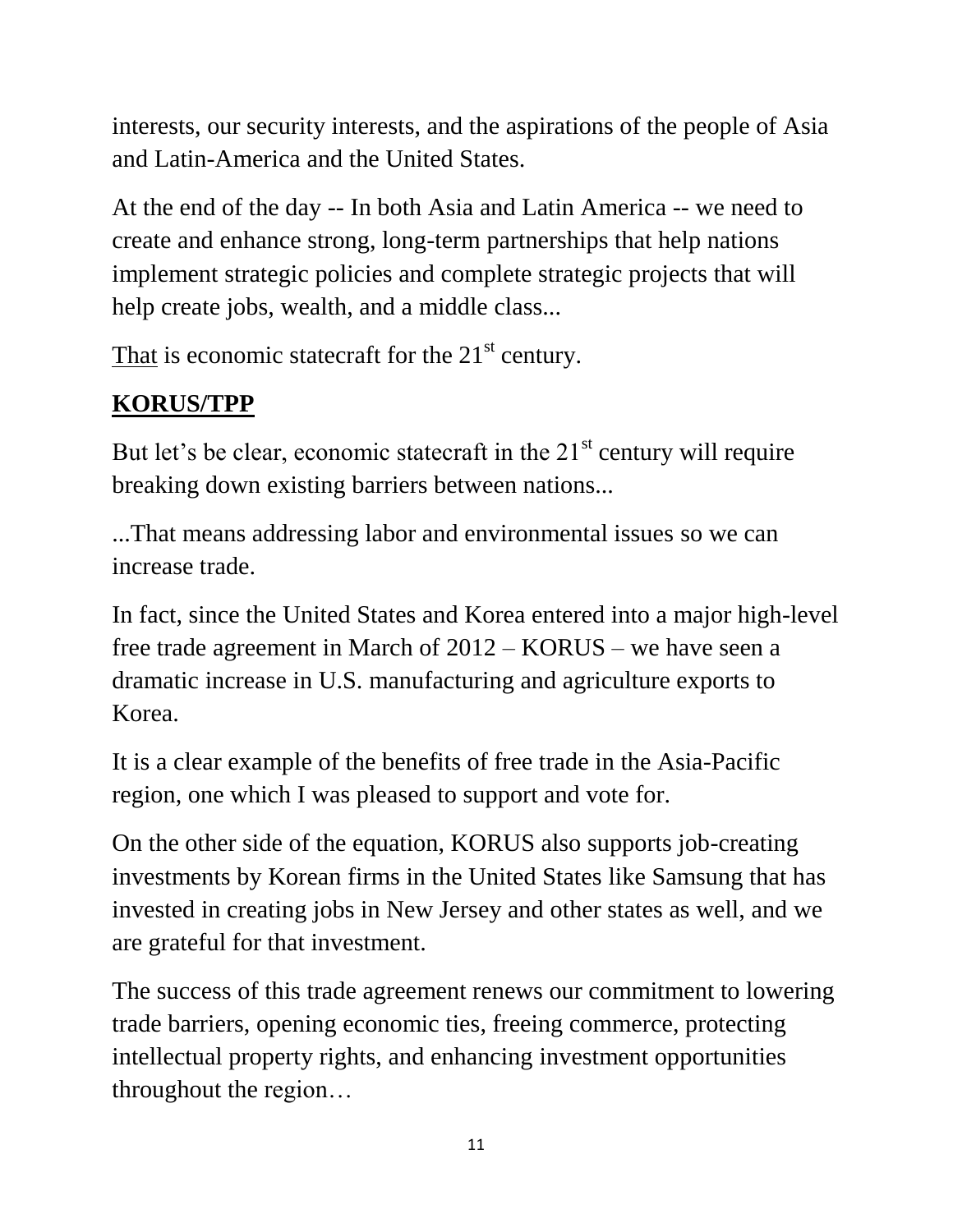interests, our security interests, and the aspirations of the people of Asia and Latin-America and the United States.

At the end of the day -- In both Asia and Latin America -- we need to create and enhance strong, long-term partnerships that help nations implement strategic policies and complete strategic projects that will help create jobs, wealth, and a middle class...

That is economic statecraft for the 21st century.

## **KORUS/TPP**

But let's be clear, economic statecraft in the 21st century will require breaking down existing barriers between nations...

...That means addressing labor and environmental issues so we can increase trade.

In fact, since the United States and Korea entered into a major high-level free trade agreement in March of 2012 – KORUS – we have seen a dramatic increase in U.S. manufacturing and agriculture exports to Korea.

It is a clear example of the benefits of free trade in the Asia-Pacific region, one which I was pleased to support and vote for.

On the other side of the equation, KORUS also supports job-creating investments by Korean firms in the United States like Samsung that has invested in creating jobs in New Jersey and other states as well, and we are grateful for that investment.

The success of this trade agreement renews our commitment to lowering trade barriers, opening economic ties, freeing commerce, protecting intellectual property rights, and enhancing investment opportunities throughout the region…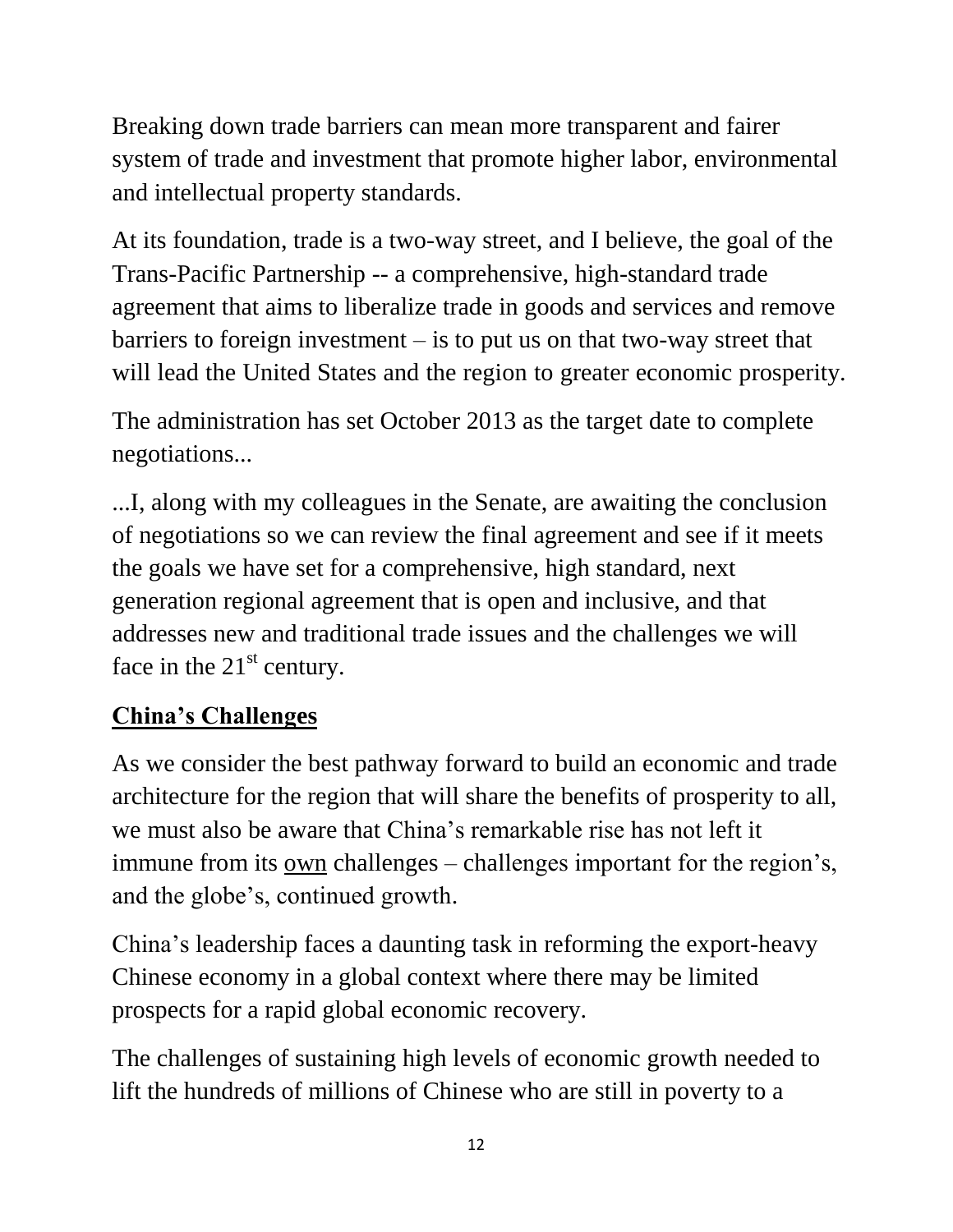Breaking down trade barriers can mean more transparent and fairer system of trade and investment that promote higher labor, environmental and intellectual property standards.

At its foundation, trade is a two-way street, and I believe, the goal of the Trans-Pacific Partnership -- a comprehensive, high-standard trade agreement that aims to liberalize trade in goods and services and remove barriers to foreign investment – is to put us on that two-way street that will lead the United States and the region to greater economic prosperity.

The administration has set October 2013 as the target date to complete negotiations...

...I, along with my colleagues in the Senate, are awaiting the conclusion of negotiations so we can review the final agreement and see if it meets the goals we have set for a comprehensive, high standard, next generation regional agreement that is open and inclusive, and that addresses new and traditional trade issues and the challenges we will face in the 21st century.

## **China's Challenges**

As we consider the best pathway forward to build an economic and trade architecture for the region that will share the benefits of prosperity to all, we must also be aware that China's remarkable rise has not left it immune from its <u>own</u> challenges – challenges important for the region's, and the globe's, continued growth.

China's leadership faces a daunting task in reforming the export-heavy Chinese economy in a global context where there may be limited prospects for a rapid global economic recovery.

The challenges of sustaining high levels of economic growth needed to lift the hundreds of millions of Chinese who are still in poverty to a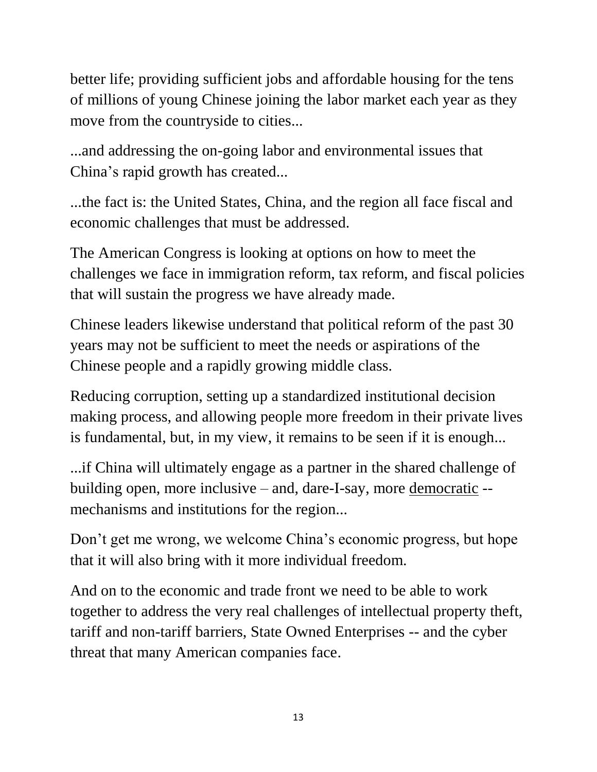better life; providing sufficient jobs and affordable housing for the tens of millions of young Chinese joining the labor market each year as they move from the countryside to cities...

...and addressing the on-going labor and environmental issues that China's rapid growth has created...

...the fact is: the United States, China, and the region all face fiscal and economic challenges that must be addressed.

The American Congress is looking at options on how to meet the challenges we face in immigration reform, tax reform, and fiscal policies that will sustain the progress we have already made.

Chinese leaders likewise understand that political reform of the past 30 years may not be sufficient to meet the needs or aspirations of the Chinese people and a rapidly growing middle class.

Reducing corruption, setting up a standardized institutional decision making process, and allowing people more freedom in their private lives is fundamental, but, in my view, it remains to be seen if it is enough...

...if China will ultimately engage as a partner in the shared challenge of building open, more inclusive – and, dare-I-say, more <u>democratic</u> -- mechanisms and institutions for the region...

Don't get me wrong, we welcome China's economic progress, but hope that it will also bring with it more individual freedom.

And on to the economic and trade front we need to be able to work together to address the very real challenges of intellectual property theft, tariff and non-tariff barriers, State Owned Enterprises -- and the cyber threat that many American companies face.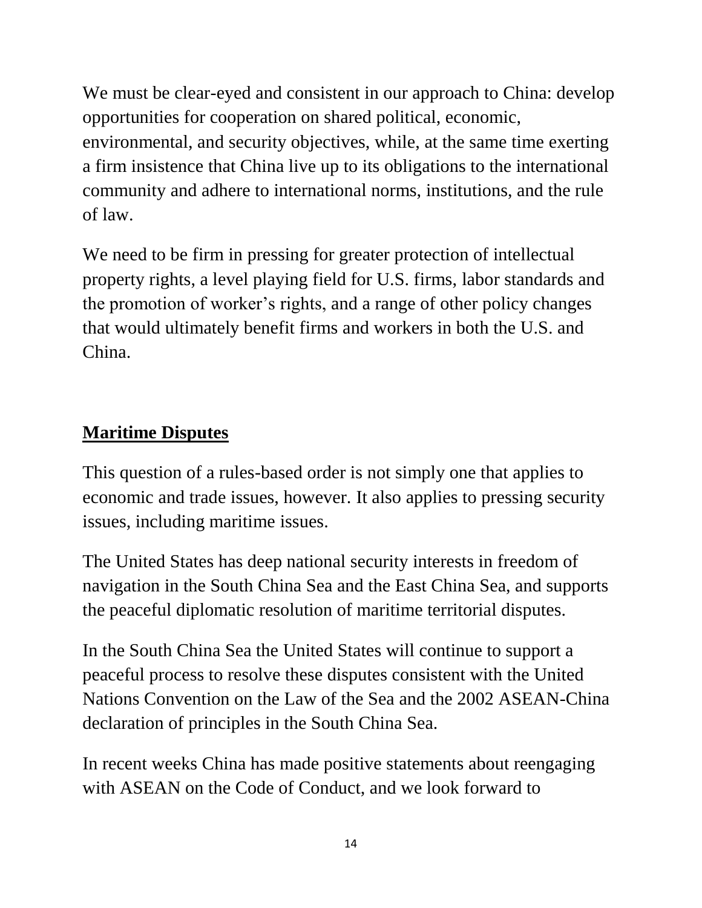We must be clear-eyed and consistent in our approach to China: develop opportunities for cooperation on shared political, economic, environmental, and security objectives, while, at the same time exerting a firm insistence that China live up to its obligations to the international community and adhere to international norms, institutions, and the rule of law.

We need to be firm in pressing for greater protection of intellectual property rights, a level playing field for U.S. firms, labor standards and the promotion of worker's rights, and a range of other policy changes that would ultimately benefit firms and workers in both the U.S. and China.

## Maritime Disputes

This question of a rules-based order is not simply one that applies to economic and trade issues, however. It also applies to pressing security issues, including maritime issues.

The United States has deep national security interests in freedom of navigation in the South China Sea and the East China Sea, and supports the peaceful diplomatic resolution of maritime territorial disputes.

In the South China Sea the United States will continue to support a peaceful process to resolve these disputes consistent with the United Nations Convention on the Law of the Sea and the 2002 ASEAN-China declaration of principles in the South China Sea.

In recent weeks China has made positive statements about reengaging with ASEAN on the Code of Conduct, and we look forward to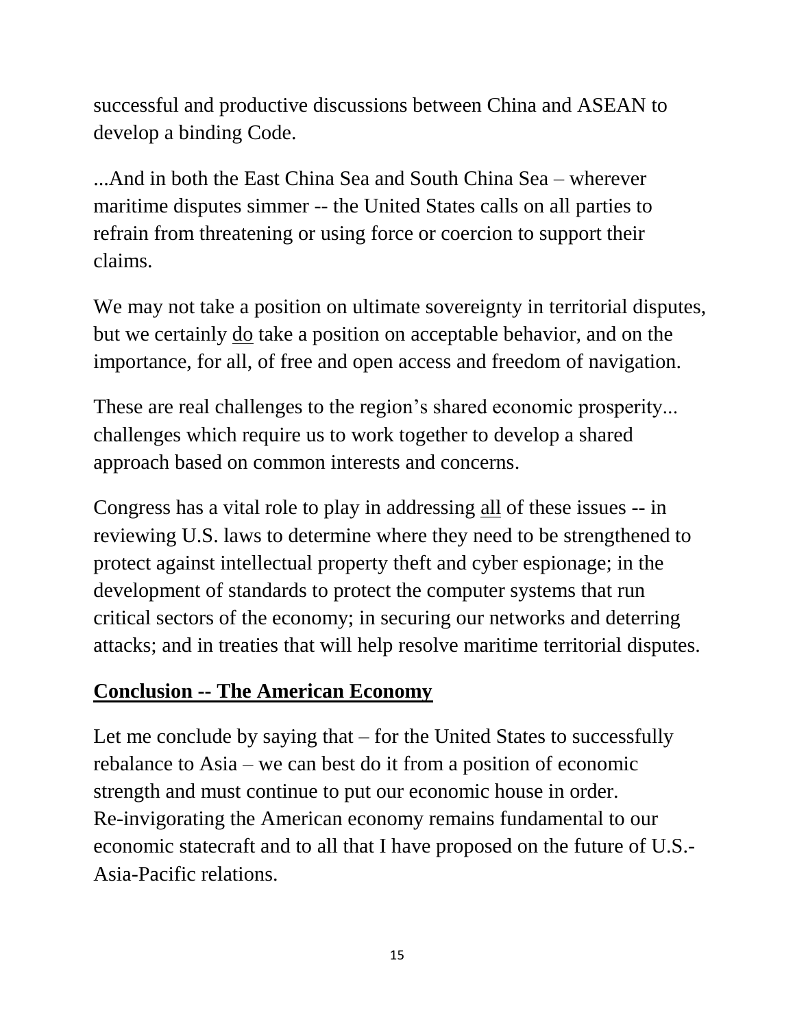successful and productive discussions between China and ASEAN to develop a binding Code.

...And in both the East China Sea and South China Sea – wherever maritime disputes simmer -- the United States calls on all parties to refrain from threatening or using force or coercion to support their claims.

We may not take a position on ultimate sovereignty in territorial disputes, but we certainly <u>do</u> take a position on acceptable behavior, and on the importance, for all, of free and open access and freedom of navigation.

These are real challenges to the region's shared economic prosperity... challenges which require us to work together to develop a shared approach based on common interests and concerns.

Congress has a vital role to play in addressing <u>all</u> of these issues -- in reviewing U.S. laws to determine where they need to be strengthened to protect against intellectual property theft and cyber espionage; in the development of standards to protect the computer systems that run critical sectors of the economy; in securing our networks and deterring attacks; and in treaties that will help resolve maritime territorial disputes.

## <u>Conclusion -- The American Economy</u>

Let me conclude by saying that – for the United States to successfully rebalance to Asia – we can best do it from a position of economic strength and must continue to put our economic house in order. Re-invigorating the American economy remains fundamental to our economic statecraft and to all that I have proposed on the future of U.S.-Asia-Pacific relations.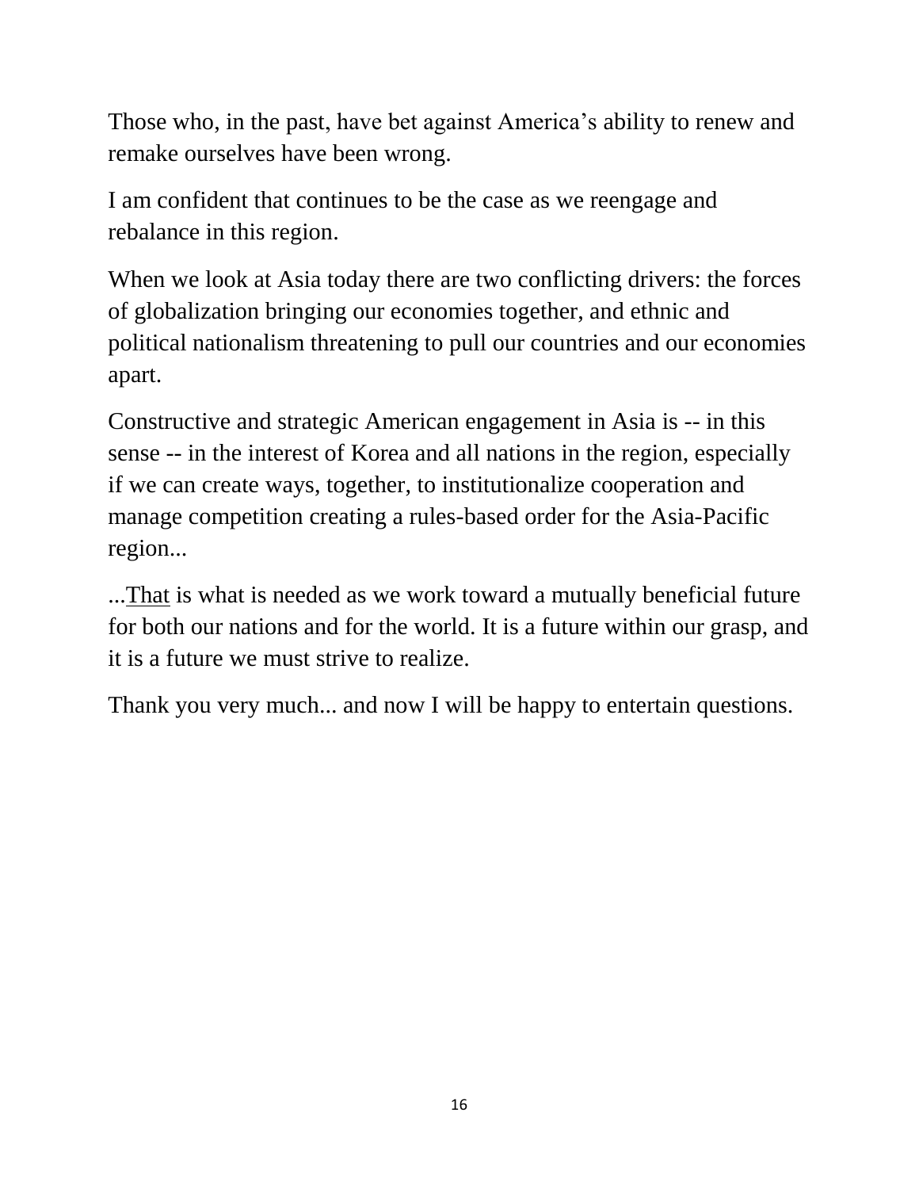Those who, in the past, have bet against America's ability to renew and remake ourselves have been wrong.

I am confident that continues to be the case as we reengage and rebalance in this region.

When we look at Asia today there are two conflicting drivers: the forces of globalization bringing our economies together, and ethnic and political nationalism threatening to pull our countries and our economies apart.

Constructive and strategic American engagement in Asia is -- in this sense -- in the interest of Korea and all nations in the region, especially if we can create ways, together, to institutionalize cooperation and manage competition creating a rules-based order for the Asia-Pacific region...

...<u>That</u> is what is needed as we work toward a mutually beneficial future for both our nations and for the world. It is a future within our grasp, and it is a future we must strive to realize.

Thank you very much... and now I will be happy to entertain questions.